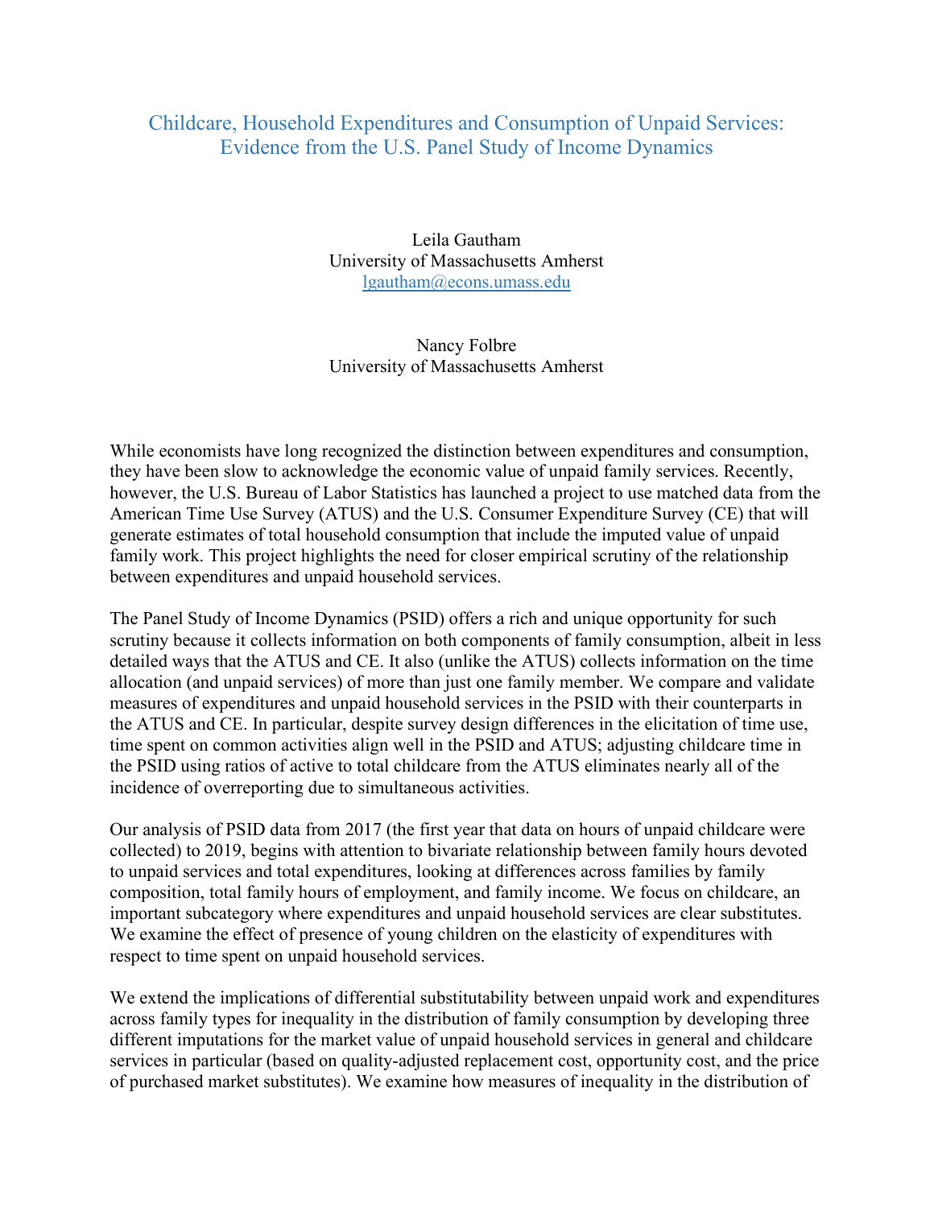# Childcare, Household Expenditures and Consumption of Unpaid Services: Evidence from the U.S. Panel Study of Income Dynamics

Leila Gautham
University of Massachusetts Amherst
lgautham@econs.umass.edu

Nancy Folbre
University of Massachusetts Amherst

While economists have long recognized the distinction between expenditures and consumption, they have been slow to acknowledge the economic value of unpaid family services. Recently, however, the U.S. Bureau of Labor Statistics has launched a project to use matched data from the American Time Use Survey (ATUS) and the U.S. Consumer Expenditure Survey (CE) that will generate estimates of total household consumption that include the imputed value of unpaid family work. This project highlights the need for closer empirical scrutiny of the relationship between expenditures and unpaid household services.

The Panel Study of Income Dynamics (PSID) offers a rich and unique opportunity for such scrutiny because it collects information on both components of family consumption, albeit in less detailed ways that the ATUS and CE. It also (unlike the ATUS) collects information on the time allocation (and unpaid services) of more than just one family member. We compare and validate measures of expenditures and unpaid household services in the PSID with their counterparts in the ATUS and CE. In particular, despite survey design differences in the elicitation of time use, time spent on common activities align well in the PSID and ATUS; adjusting childcare time in the PSID using ratios of active to total childcare from the ATUS eliminates nearly all of the incidence of overreporting due to simultaneous activities.

Our analysis of PSID data from 2017 (the first year that data on hours of unpaid childcare were collected) to 2019, begins with attention to bivariate relationship between family hours devoted to unpaid services and total expenditures, looking at differences across families by family composition, total family hours of employment, and family income. We focus on childcare, an important subcategory where expenditures and unpaid household services are clear substitutes. We examine the effect of presence of young children on the elasticity of expenditures with respect to time spent on unpaid household services.

We extend the implications of differential substitutability between unpaid work and expenditures across family types for inequality in the distribution of family consumption by developing three different imputations for the market value of unpaid household services in general and childcare services in particular (based on quality-adjusted replacement cost, opportunity cost, and the price of purchased market substitutes). We examine how measures of inequality in the distribution of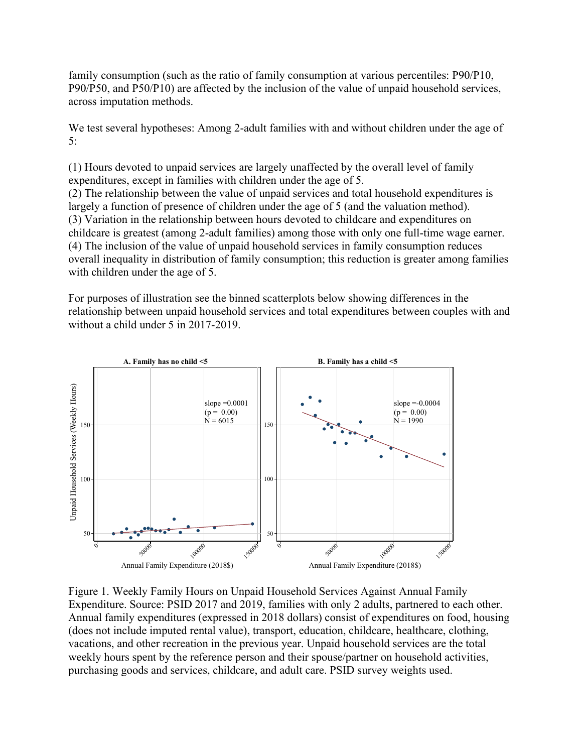family consumption (such as the ratio of family consumption at various percentiles: P90/P10, P90/P50, and P50/P10) are affected by the inclusion of the value of unpaid household services, across imputation methods.

We test several hypotheses: Among 2-adult families with and without children under the age of 5:

(1) Hours devoted to unpaid services are largely unaffected by the overall level of family expenditures, except in families with children under the age of 5.
(2) The relationship between the value of unpaid services and total household expenditures is largely a function of presence of children under the age of 5 (and the valuation method).
(3) Variation in the relationship between hours devoted to childcare and expenditures on childcare is greatest (among 2-adult families) among those with only one full-time wage earner.
(4) The inclusion of the value of unpaid household services in family consumption reduces overall inequality in distribution of family consumption; this reduction is greater among families with children under the age of 5.

For purposes of illustration see the binned scatterplots below showing differences in the relationship between unpaid household services and total expenditures between couples with and without a child under 5 in 2017-2019.

Figure 1. Weekly Family Hours on Unpaid Household Services Against Annual Family Expenditure. Source: PSID 2017 and 2019, families with only 2 adults, partnered to each other. Annual family expenditures (expressed in 2018 dollars) consist of expenditures on food, housing (does not include imputed rental value), transport, education, childcare, healthcare, clothing, vacations, and other recreation in the previous year. Unpaid household services are the total weekly hours spent by the reference person and their spouse/partner on household activities, purchasing goods and services, childcare, and adult care. PSID survey weights used.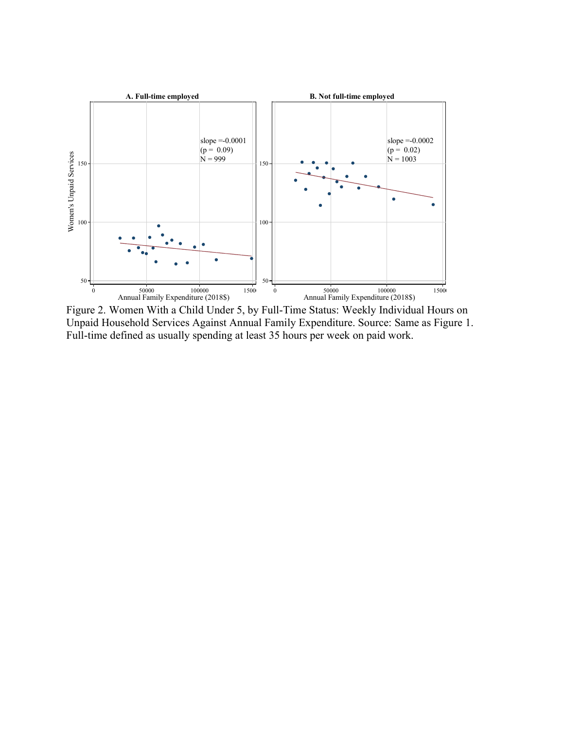A. Full-time employed

slope =-0.0001
(p = 0.09)
N = 999

B. Not full-time employed

slope =-0.0002
(p = 0.02)
N = 1003

Women's Unpaid Services

150

100

50

0
50000
100000
15000

Annual Family Expenditure (2018$)

Figure 2. Women With a Child Under 5, by Full-Time Status: Weekly Individual Hours on Unpaid Household Services Against Annual Family Expenditure. Source: Same as Figure 1. Full-time defined as usually spending at least 35 hours per week on paid work.